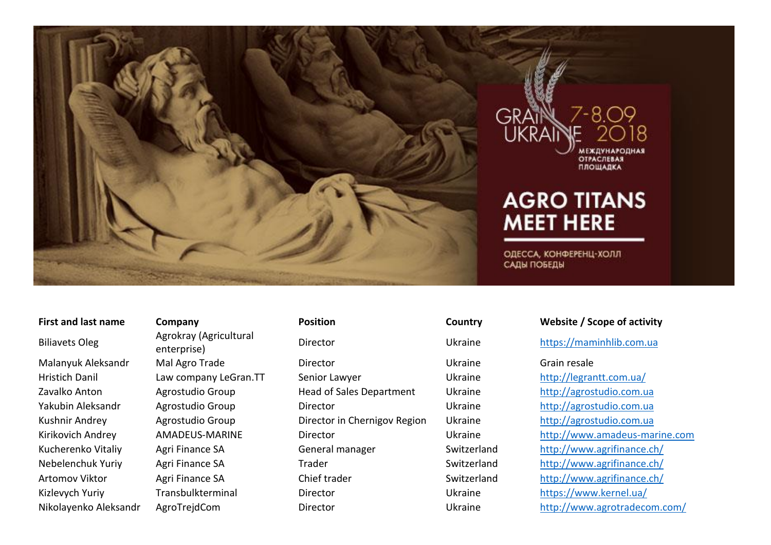| First and last name | Company | Position | Country | Website / Scope of activity |
|---|---|---|---|---|
| Biliavets Oleg | Agrokray (Agricultural enterprise) | Director | Ukraine | https://maminhlib.com.ua |
| Malanyuk Aleksandr | Mal Agro Trade | Director | Ukraine | Grain resale |
| Hristich Danil | Law company LeGran.TT | Senior Lawyer | Ukraine | http://legrantt.com.ua/ |
| Zavalko Anton | Agrostudio Group | Head of Sales Department | Ukraine | http://agrostudio.com.ua |
| Yakubin Aleksandr | Agrostudio Group | Director | Ukraine | http://agrostudio.com.ua |
| Kushnir Andrey | Agrostudio Group | Director in Chernigov Region | Ukraine | http://agrostudio.com.ua |
| Kirikovich Andrey | AMADEUS-MARINE | Director | Ukraine | http://www.amadeus-marine.com |
| Kucherenko Vitaliy | Agri Finance SA | General manager | Switzerland | http://www.agrifinance.ch/ |
| Nebelenchuk Yuriy | Agri Finance SA | Trader | Switzerland | http://www.agrifinance.ch/ |
| Artomov Viktor | Agri Finance SA | Chief trader | Switzerland | http://www.agrifinance.ch/ |
| Kizlevych Yuriy | Transbulkterminal | Director | Ukraine | https://www.kernel.ua/ |
| Nikolayenko Aleksandr | AgroTrejdCom | Director | Ukraine | http://www.agrotradecom.com/ |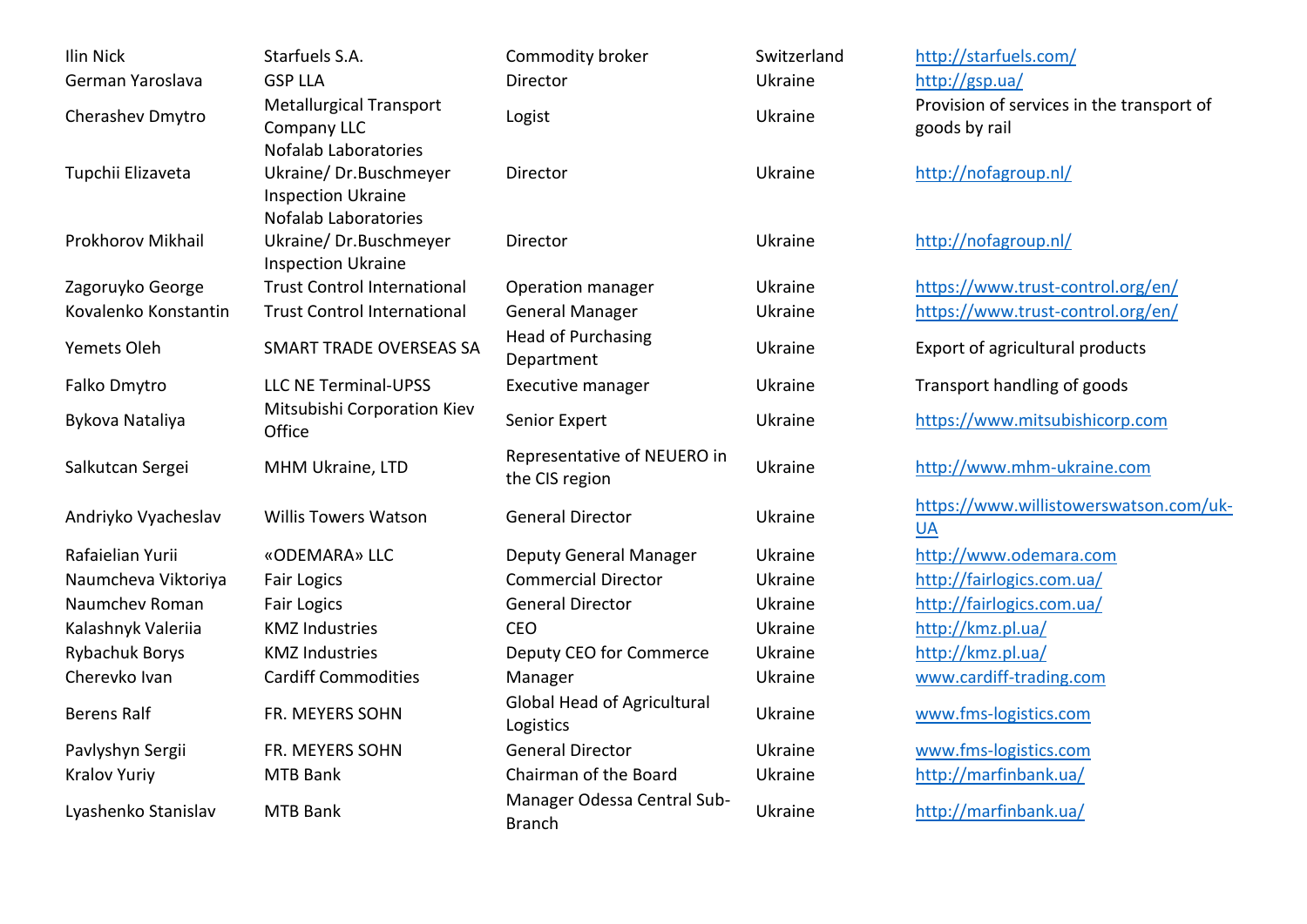| | | | | |
|---|---|---|---|---|
| Ilin Nick | Starfuels S.A. | Commodity broker | Switzerland | http://starfuels.com/ |
| German Yaroslava | GSP LLA | Director | Ukraine | http://gsp.ua/ |
| Cherashev Dmytro | Metallurgical Transport Company LLC | Logist | Ukraine | Provision of services in the transport of goods by rail |
| Tupchii Elizaveta | Nofalab Laboratories Ukraine/ Dr.Buschmeyer Inspection Ukraine | Director | Ukraine | http://nofagroup.nl/ |
| Prokhorov Mikhail | Nofalab Laboratories Ukraine/ Dr.Buschmeyer Inspection Ukraine | Director | Ukraine | http://nofagroup.nl/ |
| Zagoruyko George | Trust Control International | Operation manager | Ukraine | https://www.trust-control.org/en/ |
| Kovalenko Konstantin | Trust Control International | General Manager | Ukraine | https://www.trust-control.org/en/ |
| Yemets Oleh | SMART TRADE OVERSEAS SA | Head of Purchasing Department | Ukraine | Export of agricultural products |
| Falko Dmytro | LLC NE Terminal-UPSS | Executive manager | Ukraine | Transport handling of goods |
| Bykova Nataliya | Mitsubishi Corporation Kiev Office | Senior Expert | Ukraine | https://www.mitsubishicorp.com |
| Salkutcan Sergei | MHM Ukraine, LTD | Representative of NEUERO in the CIS region | Ukraine | http://www.mhm-ukraine.com |
| Andriyko Vyacheslav | Willis Towers Watson | General Director | Ukraine | https://www.willistowerswatson.com/uk-UA |
| Rafaielian Yurii | «ODEMARA» LLC | Deputy General Manager | Ukraine | http://www.odemara.com |
| Naumcheva Viktoriya | Fair Logics | Commercial Director | Ukraine | http://fairlogics.com.ua/ |
| Naumchev Roman | Fair Logics | General Director | Ukraine | http://fairlogics.com.ua/ |
| Kalashnyk Valeriia | KMZ Industries | CEO | Ukraine | http://kmz.pl.ua/ |
| Rybachuk Borys | KMZ Industries | Deputy CEO for Commerce | Ukraine | http://kmz.pl.ua/ |
| Cherevko Ivan | Cardiff Commodities | Manager | Ukraine | www.cardiff-trading.com |
| Berens Ralf | FR. MEYERS SOHN | Global Head of Agricultural Logistics | Ukraine | www.fms-logistics.com |
| Pavlyshyn Sergii | FR. MEYERS SOHN | General Director | Ukraine | www.fms-logistics.com |
| Kralov Yuriy | MTB Bank | Chairman of the Board | Ukraine | http://marfinbank.ua/ |
| Lyashenko Stanislav | MTB Bank | Manager Odessa Central Sub-Branch | Ukraine | http://marfinbank.ua/ |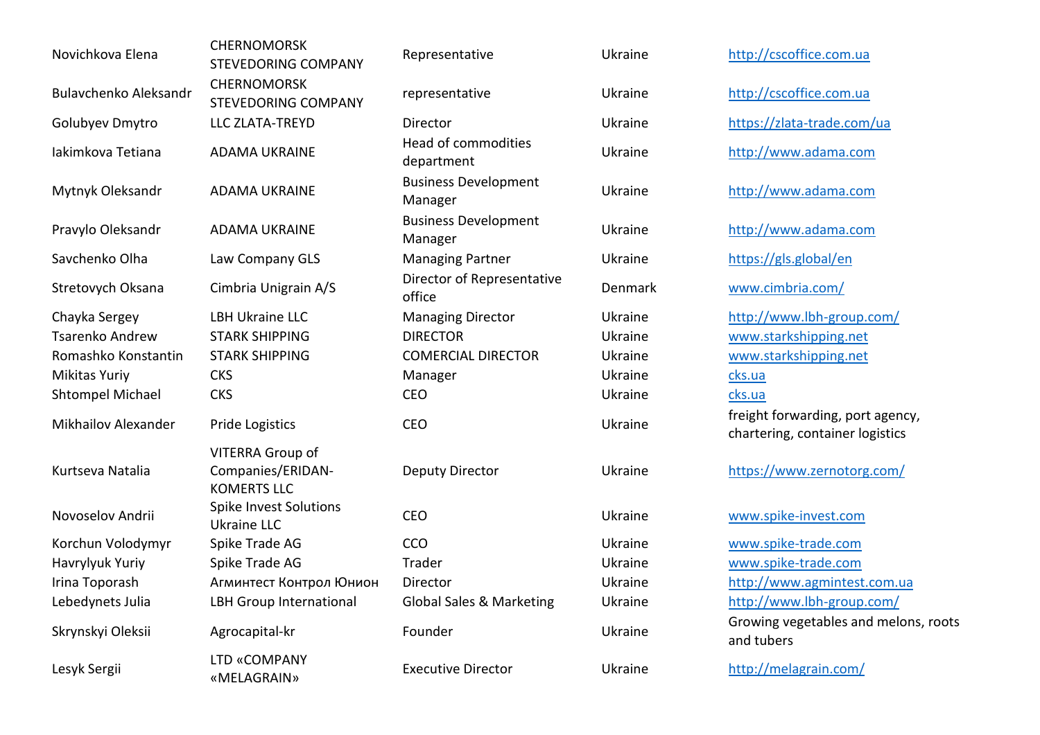| | | | | |
|---|---|---|---|---|
| Novichkova Elena | CHERNOMORSK STEVEDORING COMPANY | Representative | Ukraine | http://cscoffice.com.ua |
| Bulavchenko Aleksandr | CHERNOMORSK STEVEDORING COMPANY | representative | Ukraine | http://cscoffice.com.ua |
| Golubyev Dmytro | LLC ZLATA-TREYD | Director | Ukraine | https://zlata-trade.com/ua |
| Iakimkova Tetiana | ADAMA UKRAINE | Head of commodities department | Ukraine | http://www.adama.com |
| Mytnyk Oleksandr | ADAMA UKRAINE | Business Development Manager | Ukraine | http://www.adama.com |
| Pravylo Oleksandr | ADAMA UKRAINE | Business Development Manager | Ukraine | http://www.adama.com |
| Savchenko Olha | Law Company GLS | Managing Partner | Ukraine | https://gls.global/en |
| Stretovych Oksana | Cimbria Unigrain A/S | Director of Representative office | Denmark | www.cimbria.com/ |
| Chayka Sergey | LBH Ukraine LLC | Managing Director | Ukraine | http://www.lbh-group.com/ |
| Tsarenko Andrew | STARK SHIPPING | DIRECTOR | Ukraine | www.starkshipping.net |
| Romashko Konstantin | STARK SHIPPING | COMERCIAL DIRECTOR | Ukraine | www.starkshipping.net |
| Mikitas Yuriy | CKS | Manager | Ukraine | cks.ua |
| Shtompel Michael | CKS | CEO | Ukraine | cks.ua |
| Mikhailov Alexander | Pride Logistics | CEO | Ukraine | freight forwarding, port agency, chartering, container logistics |
| Kurtseva Natalia | VITERRA Group of Companies/ERIDAN-KOMERTS LLC | Deputy Director | Ukraine | https://www.zernotorg.com/ |
| Novoselov Andrii | Spike Invest Solutions Ukraine LLC | CEO | Ukraine | www.spike-invest.com |
| Korchun Volodymyr | Spike Trade AG | CCO | Ukraine | www.spike-trade.com |
| Havrylyuk Yuriy | Spike Trade AG | Trader | Ukraine | www.spike-trade.com |
| Irina Toporash | Агминтест Контрол Юнион | Director | Ukraine | http://www.agmintest.com.ua |
| Lebedynets Julia | LBH Group International | Global Sales & Marketing | Ukraine | http://www.lbh-group.com/ |
| Skrynskyi Oleksii | Agrocapital-kr | Founder | Ukraine | Growing vegetables and melons, roots and tubers |
| Lesyk Sergii | LTD «COMPANY «MELAGRAIN» | Executive Director | Ukraine | http://melagrain.com/ |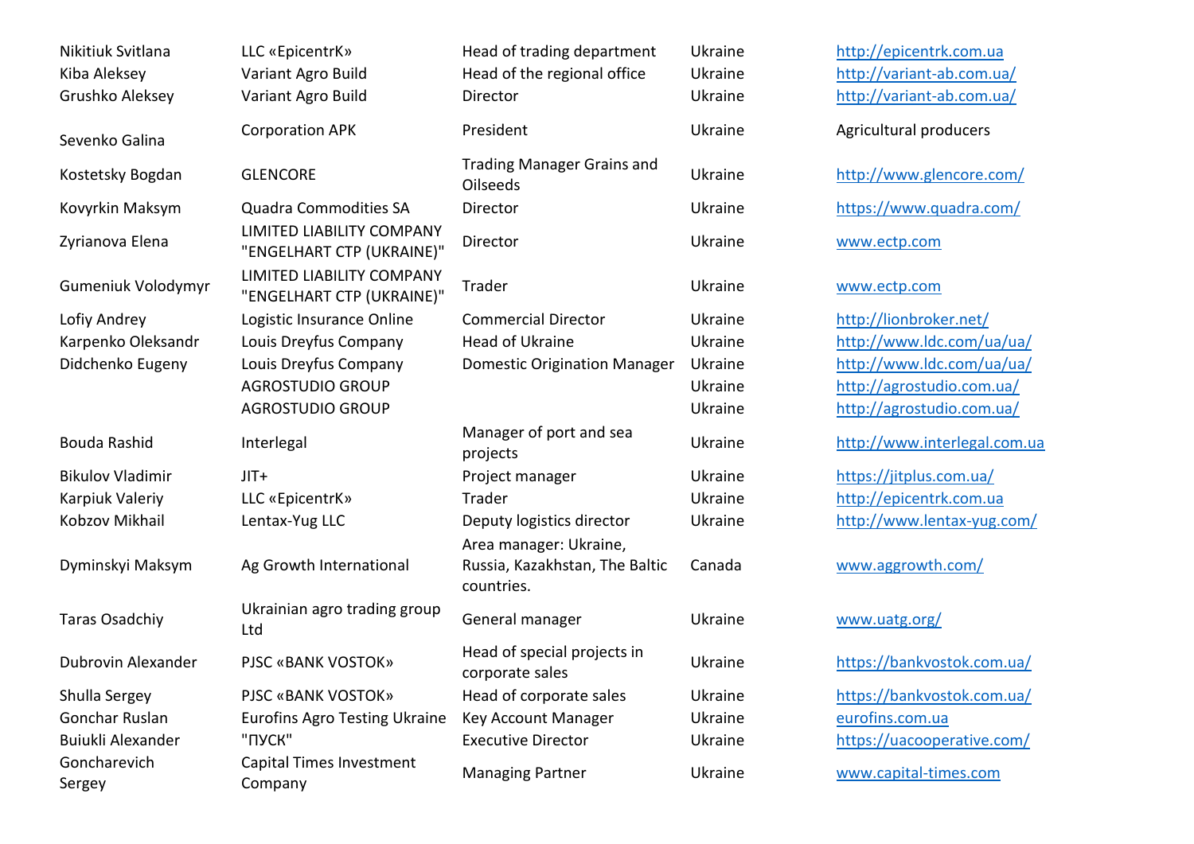| | | | | |
|---|---|---|---|---|
| Nikitiuk Svitlana | LLC «EpicentrK» | Head of trading department | Ukraine | http://epicentrk.com.ua |
| Kiba Aleksey | Variant Agro Build | Head of the regional office | Ukraine | http://variant-ab.com.ua/ |
| Grushko Aleksey | Variant Agro Build | Director | Ukraine | http://variant-ab.com.ua/ |
| Sevenko Galina | Corporation APK | President | Ukraine | Agricultural producers |
| Kostetsky Bogdan | GLENCORE | Trading Manager Grains and Oilseeds | Ukraine | http://www.glencore.com/ |
| Kovyrkin Maksym | Quadra Commodities SA | Director | Ukraine | https://www.quadra.com/ |
| Zyrianova Elena | LIMITED LIABILITY COMPANY "ENGELHART CTP (UKRAINE)" | Director | Ukraine | www.ectp.com |
| Gumeniuk Volodymyr | LIMITED LIABILITY COMPANY "ENGELHART CTP (UKRAINE)" | Trader | Ukraine | www.ectp.com |
| Lofiy Andrey | Logistic Insurance Online | Commercial Director | Ukraine | http://lionbroker.net/ |
| Karpenko Oleksandr | Louis Dreyfus Company | Head of Ukraine | Ukraine | http://www.ldc.com/ua/ua/ |
| Didchenko Eugeny | Louis Dreyfus Company | Domestic Origination Manager | Ukraine | http://www.ldc.com/ua/ua/ |
| | AGROSTUDIO GROUP | | Ukraine | http://agrostudio.com.ua/ |
| | AGROSTUDIO GROUP | | Ukraine | http://agrostudio.com.ua/ |
| Bouda Rashid | Interlegal | Manager of port and sea projects | Ukraine | http://www.interlegal.com.ua |
| Bikulov Vladimir | JIT+ | Project manager | Ukraine | https://jitplus.com.ua/ |
| Karpiuk Valeriy | LLC «EpicentrK» | Trader | Ukraine | http://epicentrk.com.ua |
| Kobzov Mikhail | Lentax-Yug LLC | Deputy logistics director | Ukraine | http://www.lentax-yug.com/ |
| Dyminskyi Maksym | Ag Growth International | Area manager: Ukraine, Russia, Kazakhstan, The Baltic countries. | Canada | www.aggrowth.com/ |
| Taras Osadchiy | Ukrainian agro trading group Ltd | General manager | Ukraine | www.uatg.org/ |
| Dubrovin Alexander | PJSC «BANK VOSTOK» | Head of special projects in corporate sales | Ukraine | https://bankvostok.com.ua/ |
| Shulla Sergey | PJSC «BANK VOSTOK» | Head of corporate sales | Ukraine | https://bankvostok.com.ua/ |
| Gonchar Ruslan | Eurofins Agro Testing Ukraine | Key Account Manager | Ukraine | eurofins.com.ua |
| Buiukli Alexander | "ПУСК" | Executive Director | Ukraine | https://uacooperative.com/ |
| Goncharevich Sergey | Capital Times Investment Company | Managing Partner | Ukraine | www.capital-times.com |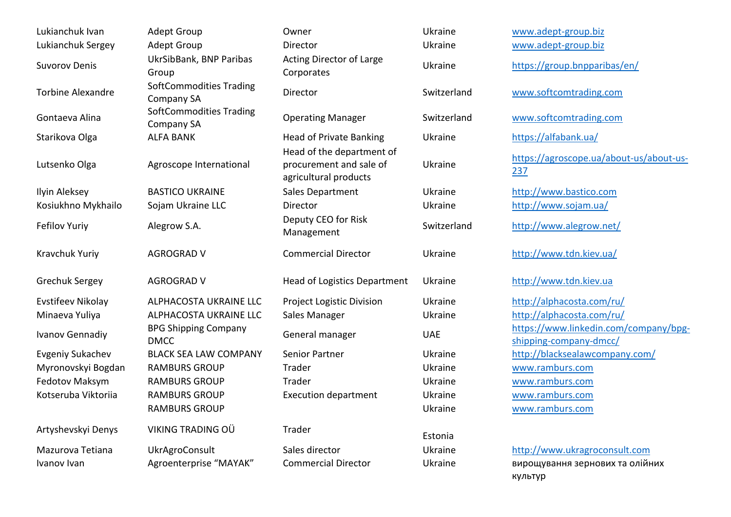| | | | | |
|---|---|---|---|---|
| Lukianchuk Ivan | Adept Group | Owner | Ukraine | www.adept-group.biz |
| Lukianchuk Sergey | Adept Group | Director | Ukraine | www.adept-group.biz |
| Suvorov Denis | UkrSibBank, BNP Paribas Group | Acting Director of Large Corporates | Ukraine | https://group.bnpparibas/en/ |
| Torbine Alexandre | SoftCommodities Trading Company SA | Director | Switzerland | www.softcomtrading.com |
| Gontaeva Alina | SoftCommodities Trading Company SA | Operating Manager | Switzerland | www.softcomtrading.com |
| Starikova Olga | ALFA BANK | Head of Private Banking | Ukraine | https://alfabank.ua/ |
| Lutsenko Olga | Agroscope International | Head of the department of procurement and sale of agricultural products | Ukraine | https://agroscope.ua/about-us/about-us-237 |
| Ilyin Aleksey | BASTICO UKRAINE | Sales Department | Ukraine | http://www.bastico.com |
| Kosiukhno Mykhailo | Sojam Ukraine LLC | Director | Ukraine | http://www.sojam.ua/ |
| Fefilov Yuriy | Alegrow S.A. | Deputy CEO for Risk Management | Switzerland | http://www.alegrow.net/ |
| Kravchuk Yuriy | AGROGRAD V | Commercial Director | Ukraine | http://www.tdn.kiev.ua/ |
| Grechuk Sergey | AGROGRAD V | Head of Logistics Department | Ukraine | http://www.tdn.kiev.ua |
| Evstifeev Nikolay | ALPHACOSTA UKRAINE LLC | Project Logistic Division | Ukraine | http://alphacosta.com/ru/ |
| Minaeva Yuliya | ALPHACOSTA UKRAINE LLC | Sales Manager | Ukraine | http://alphacosta.com/ru/ |
| Ivanov Gennadiy | BPG Shipping Company DMCC | General manager | UAE | https://www.linkedin.com/company/bpg-shipping-company-dmcc/ |
| Evgeniy Sukachev | BLACK SEA LAW COMPANY | Senior Partner | Ukraine | http://blacksealawcompany.com/ |
| Myronovskyi Bogdan | RAMBURS GROUP | Trader | Ukraine | www.ramburs.com |
| Fedotov Maksym | RAMBURS GROUP | Trader | Ukraine | www.ramburs.com |
| Kotseruba Viktoriia | RAMBURS GROUP | Execution department | Ukraine | www.ramburs.com |
| | RAMBURS GROUP | | Ukraine | www.ramburs.com |
| Artyshevskyi Denys | VIKING TRADING OÜ | Trader | Estonia | |
| Mazurova Tetiana | UkrAgroConsult | Sales director | Ukraine | http://www.ukragroconsult.com |
| Ivanov Ivan | Agroenterprise "MAYAK" | Commercial Director | Ukraine | вирощування зернових та олійних культур |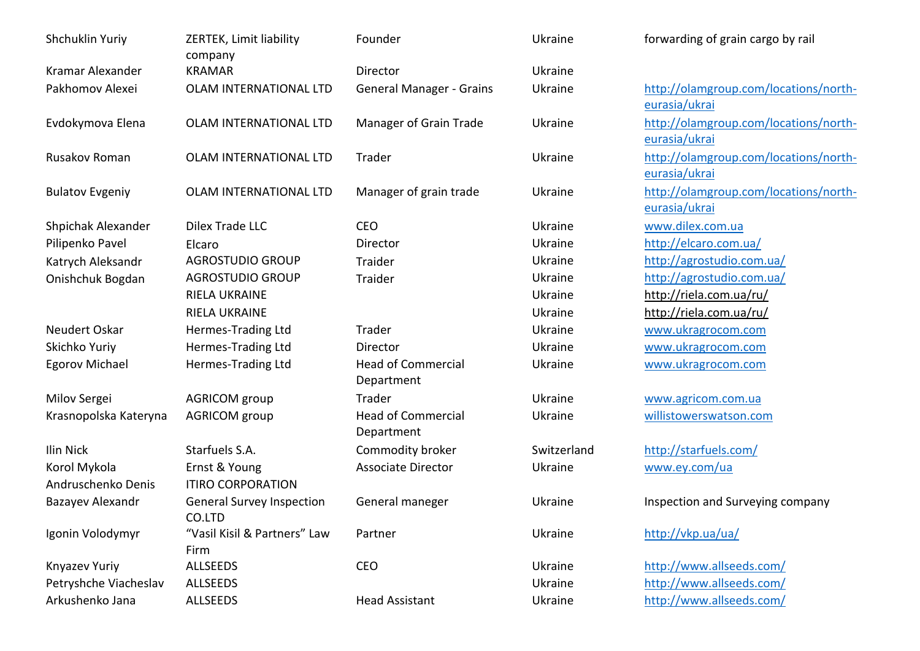| | | | | |
|---|---|---|---|---|
| Shchuklin Yuriy | ZERTEK, Limit liability company | Founder | Ukraine | forwarding of grain cargo by rail |
| Kramar Alexander | KRAMAR | Director | Ukraine | |
| Pakhomov Alexei | OLAM INTERNATIONAL LTD | General Manager - Grains | Ukraine | http://olamgroup.com/locations/north-eurasia/ukrai |
| Evdokymova Elena | OLAM INTERNATIONAL LTD | Manager of Grain Trade | Ukraine | http://olamgroup.com/locations/north-eurasia/ukrai |
| Rusakov Roman | OLAM INTERNATIONAL LTD | Trader | Ukraine | http://olamgroup.com/locations/north-eurasia/ukrai |
| Bulatov Evgeniy | OLAM INTERNATIONAL LTD | Manager of grain trade | Ukraine | http://olamgroup.com/locations/north-eurasia/ukrai |
| Shpichak Alexander | Dilex Trade LLC | CEO | Ukraine | www.dilex.com.ua |
| Pilipenko Pavel | Elcaro | Director | Ukraine | http://elcaro.com.ua/ |
| Katrych Aleksandr | AGROSTUDIO GROUP | Traider | Ukraine | http://agrostudio.com.ua/ |
| Onishchuk Bogdan | AGROSTUDIO GROUP | Traider | Ukraine | http://agrostudio.com.ua/ |
| | RIELA UKRAINE | | Ukraine | http://riela.com.ua/ru/ |
| | RIELA UKRAINE | | Ukraine | http://riela.com.ua/ru/ |
| Neudert Oskar | Hermes-Trading Ltd | Trader | Ukraine | www.ukragrocom.com |
| Skichko Yuriy | Hermes-Trading Ltd | Director | Ukraine | www.ukragrocom.com |
| Egorov Michael | Hermes-Trading Ltd | Head of Commercial Department | Ukraine | www.ukragrocom.com |
| Milov Sergei | AGRICOM group | Trader | Ukraine | www.agricom.com.ua |
| Krasnopolska Kateryna | AGRICOM group | Head of Commercial Department | Ukraine | willistowerswatson.com |
| Ilin Nick | Starfuels S.A. | Commodity broker | Switzerland | http://starfuels.com/ |
| Korol Mykola | Ernst & Young | Associate Director | Ukraine | www.ey.com/ua |
| Andruschenko Denis | ITIRO CORPORATION | | | |
| Bazayev Alexandr | General Survey Inspection CO.LTD | General maneger | Ukraine | Inspection and Surveying company |
| Igonin Volodymyr | "Vasil Kisil & Partners" Law Firm | Partner | Ukraine | http://vkp.ua/ua/ |
| Knyazev Yuriy | ALLSEEDS | CEO | Ukraine | http://www.allseeds.com/ |
| Petryshche Viacheslav | ALLSEEDS | | Ukraine | http://www.allseeds.com/ |
| Arkushenko Jana | ALLSEEDS | Head Assistant | Ukraine | http://www.allseeds.com/ |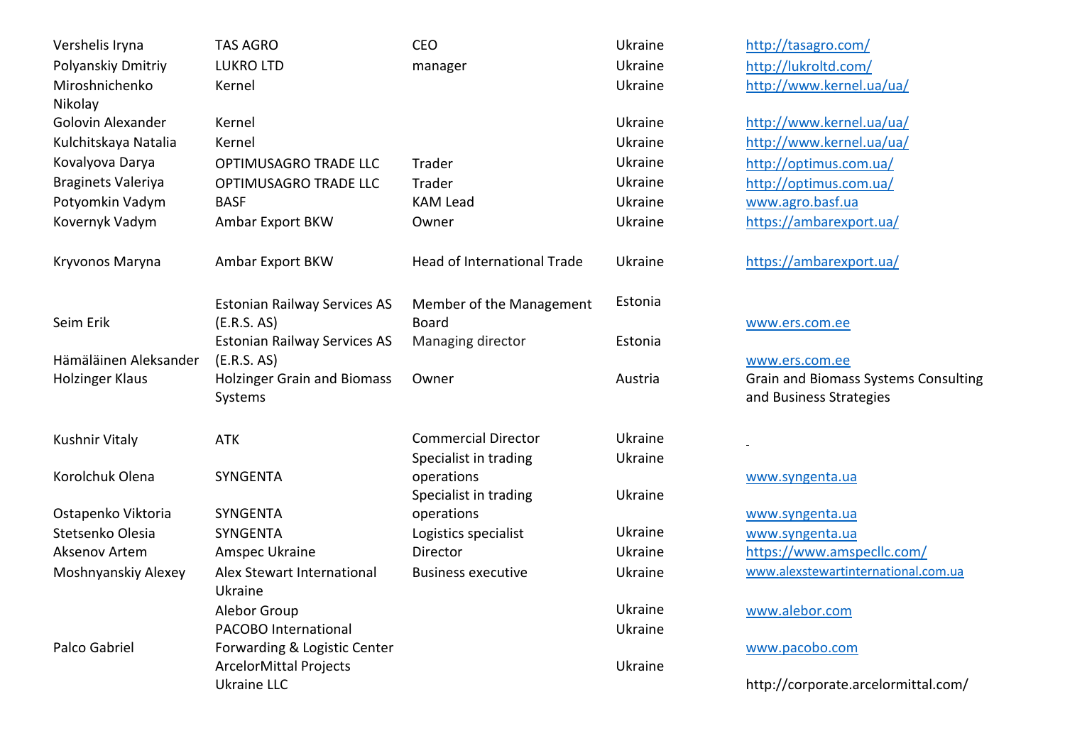| | | | | |
|---|---|---|---|---|
| Vershelis Iryna | TAS AGRO | CEO | Ukraine | http://tasagro.com/ |
| Polyanskiy Dmitriy | LUKRO LTD | manager | Ukraine | http://lukroltd.com/ |
| Miroshnichenko Nikolay | Kernel | | Ukraine | http://www.kernel.ua/ua/ |
| Golovin Alexander | Kernel | | Ukraine | http://www.kernel.ua/ua/ |
| Kulchitskaya Natalia | Kernel | | Ukraine | http://www.kernel.ua/ua/ |
| Kovalyova Darya | OPTIMUSAGRO TRADE LLC | Trader | Ukraine | http://optimus.com.ua/ |
| Braginets Valeriya | OPTIMUSAGRO TRADE LLC | Trader | Ukraine | http://optimus.com.ua/ |
| Potyomkin Vadym | BASF | KAM Lead | Ukraine | www.agro.basf.ua |
| Kovernyk Vadym | Ambar Export BKW | Owner | Ukraine | https://ambarexport.ua/ |
| Kryvonos Maryna | Ambar Export BKW | Head of International Trade | Ukraine | https://ambarexport.ua/ |
| Seim Erik | Estonian Railway Services AS (E.R.S. AS) | Member of the Management Board | Estonia | www.ers.com.ee |
| Hämäläinen Aleksander | Estonian Railway Services AS (E.R.S. AS) | Managing director | Estonia | www.ers.com.ee |
| Holzinger Klaus | Holzinger Grain and Biomass Systems | Owner | Austria | Grain and Biomass Systems Consulting and Business Strategies |
| Kushnir Vitaly | ATK | Commercial Director | Ukraine | |
| Korolchuk Olena | SYNGENTA | Specialist in trading operations | Ukraine | www.syngenta.ua |
| Ostapenko Viktoria | SYNGENTA | Specialist in trading operations | Ukraine | www.syngenta.ua |
| Stetsenko Olesia | SYNGENTA | Logistics specialist | Ukraine | www.syngenta.ua |
| Aksenov Artem | Amspec Ukraine | Director | Ukraine | https://www.amspecllc.com/ |
| Moshnyanskiy Alexey | Alex Stewart International Ukraine | Business executive | Ukraine | www.alexstewartinternational.com.ua |
| | Alebor Group | | Ukraine | www.alebor.com |
| Palco Gabriel | PACOBO International Forwarding & Logistic Center | | Ukraine | www.pacobo.com |
| | ArcelorMittal Projects Ukraine LLC | | Ukraine | http://corporate.arcelormittal.com/ |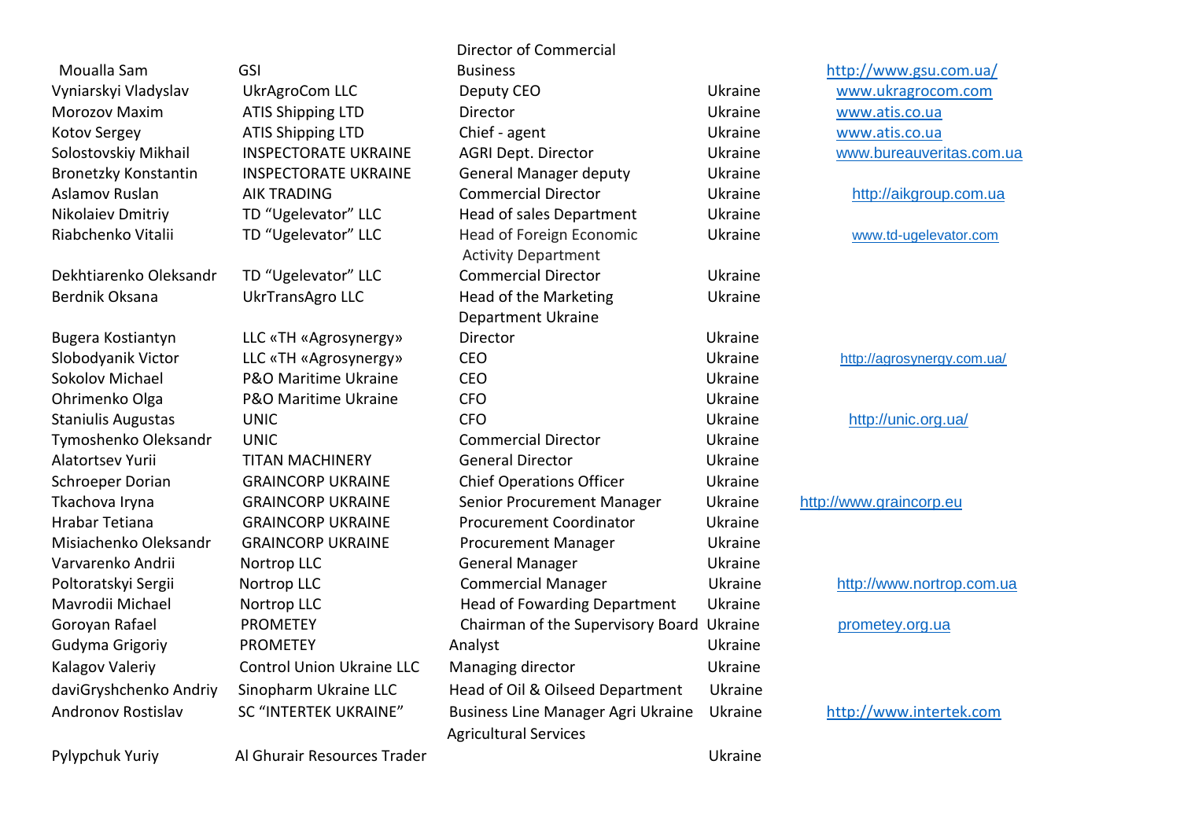| | | | | |
|---|---|---|---|---|
| Moualla Sam | GSI | Director of Commercial Business | | http://www.gsu.com.ua/ |
| Vyniarskyi Vladyslav | UkrAgroCom LLC | Deputy CEO | Ukraine | www.ukragrocom.com |
| Morozov Maxim | ATIS Shipping LTD | Director | Ukraine | www.atis.co.ua |
| Kotov Sergey | ATIS Shipping LTD | Chief - agent | Ukraine | www.atis.co.ua |
| Solostovskiy Mikhail | INSPECTORATE UKRAINE | AGRI Dept. Director | Ukraine | www.bureauveritas.com.ua |
| Bronetzky Konstantin | INSPECTORATE UKRAINE | General Manager deputy | Ukraine | |
| Aslamov Ruslan | AIK TRADING | Commercial Director | Ukraine | http://aikgroup.com.ua |
| Nikolaiev Dmitriy | TD "Ugelevator" LLC | Head of sales Department | Ukraine | |
| Riabchenko Vitalii | TD "Ugelevator" LLC | Head of Foreign Economic Activity Department | Ukraine | www.td-ugelevator.com |
| Dekhtiarenko Oleksandr | TD "Ugelevator" LLC | Commercial Director | Ukraine | |
| Berdnik Oksana | UkrTransAgro LLC | Head of the Marketing Department Ukraine | Ukraine | |
| Bugera Kostiantyn | LLC «TH «Agrosynergy» | Director | Ukraine | |
| Slobodyanik Victor | LLC «TH «Agrosynergy» | CEO | Ukraine | http://agrosynergy.com.ua/ |
| Sokolov Michael | P&O Maritime Ukraine | CEO | Ukraine | |
| Ohrimenko Olga | P&O Maritime Ukraine | CFO | Ukraine | |
| Staniulis Augustas | UNIC | CFO | Ukraine | http://unic.org.ua/ |
| Tymoshenko Oleksandr | UNIC | Commercial Director | Ukraine | |
| Alatortsev Yurii | TITAN MACHINERY | General Director | Ukraine | |
| Schroeper Dorian | GRAINCORP UKRAINE | Chief Operations Officer | Ukraine | |
| Tkachova Iryna | GRAINCORP UKRAINE | Senior Procurement Manager | Ukraine | http://www.graincorp.eu |
| Hrabar Tetiana | GRAINCORP UKRAINE | Procurement Coordinator | Ukraine | |
| Misiachenko Oleksandr | GRAINCORP UKRAINE | Procurement Manager | Ukraine | |
| Varvarenko Andrii | Nortrop LLC | General Manager | Ukraine | |
| Poltoratskyi Sergii | Nortrop LLC | Commercial Manager | Ukraine | http://www.nortrop.com.ua |
| Mavrodii Michael | Nortrop LLC | Head of Fowarding Department | Ukraine | |
| Goroyan Rafael | PROMETEY | Chairman of the Supervisory Board | Ukraine | prometey.org.ua |
| Gudyma Grigoriy | PROMETEY | Analyst | Ukraine | |
| Kalagov Valeriy | Control Union Ukraine LLC | Managing director | Ukraine | |
| daviGryshchenko Andriy | Sinopharm Ukraine LLC | Head of Oil & Oilseed Department | Ukraine | |
| Andronov Rostislav | SC "INTERTEK UKRAINE" | Business Line Manager Agri Ukraine Agricultural Services | Ukraine | http://www.intertek.com |
| Pylypchuk Yuriy | Al Ghurair Resources Trader | | Ukraine | |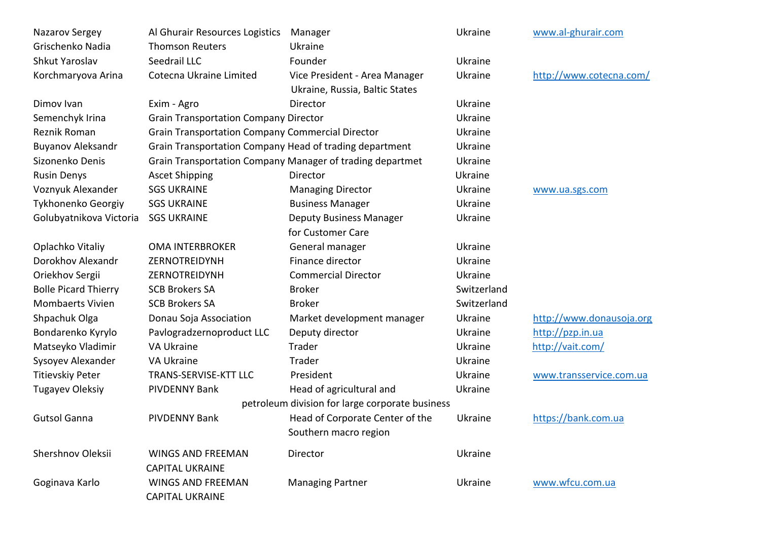| | | | | |
|---|---|---|---|---|
| Nazarov Sergey | Al Ghurair Resources Logistics | Manager | Ukraine | www.al-ghurair.com |
| Grischenko Nadia | Thomson Reuters | Ukraine | | |
| Shkut Yaroslav | Seedrail LLC | Founder | Ukraine | |
| Korchmaryova Arina | Cotecna Ukraine Limited | Vice President - Area Manager Ukraine, Russia, Baltic States | Ukraine | http://www.cotecna.com/ |
| Dimov Ivan | Exim - Agro | Director | Ukraine | |
| Semenchyk Irina | Grain Transportation Company | Director | Ukraine | |
| Reznik Roman | Grain Transportation Company | Commercial Director | Ukraine | |
| Buyanov Aleksandr | Grain Transportation Company | Head of trading department | Ukraine | |
| Sizonenko Denis | Grain Transportation Company | Manager of trading departmet | Ukraine | |
| Rusin Denys | Ascet Shipping | Director | Ukraine | |
| Voznyuk Alexander | SGS UKRAINE | Managing Director | Ukraine | www.ua.sgs.com |
| Tykhonenko Georgiy | SGS UKRAINE | Business Manager | Ukraine | |
| Golubyatnikova Victoria | SGS UKRAINE | Deputy Business Manager for Customer Care | Ukraine | |
| Oplachko Vitaliy | OMA INTERBROKER | General manager | Ukraine | |
| Dorokhov Alexandr | ZERNOTREIDYNH | Finance director | Ukraine | |
| Oriekhov Sergii | ZERNOTREIDYNH | Commercial Director | Ukraine | |
| Bolle Picard Thierry | SCB Brokers SA | Broker | Switzerland | |
| Mombaerts Vivien | SCB Brokers SA | Broker | Switzerland | |
| Shpachuk Olga | Donau Soja Association | Market development manager | Ukraine | http://www.donausoja.org |
| Bondarenko Kyrylo | Pavlogradzernoproduct LLC | Deputy director | Ukraine | http://pzp.in.ua |
| Matseyko Vladimir | VA Ukraine | Trader | Ukraine | http://vait.com/ |
| Sysoyev Alexander | VA Ukraine | Trader | Ukraine | |
| Titievskiy Peter | TRANS-SERVISE-KTT LLC | President | Ukraine | www.transservice.com.ua |
| Tugayev Oleksiy | PIVDENNY Bank | Head of agricultural and petroleum division for large corporate business | Ukraine | |
| Gutsol Ganna | PIVDENNY Bank | Head of Corporate Center of the Southern macro region | Ukraine | https://bank.com.ua |
| Shershnov Oleksii | WINGS AND FREEMAN CAPITAL UKRAINE | Director | Ukraine | |
| Goginava Karlo | WINGS AND FREEMAN CAPITAL UKRAINE | Managing Partner | Ukraine | www.wfcu.com.ua |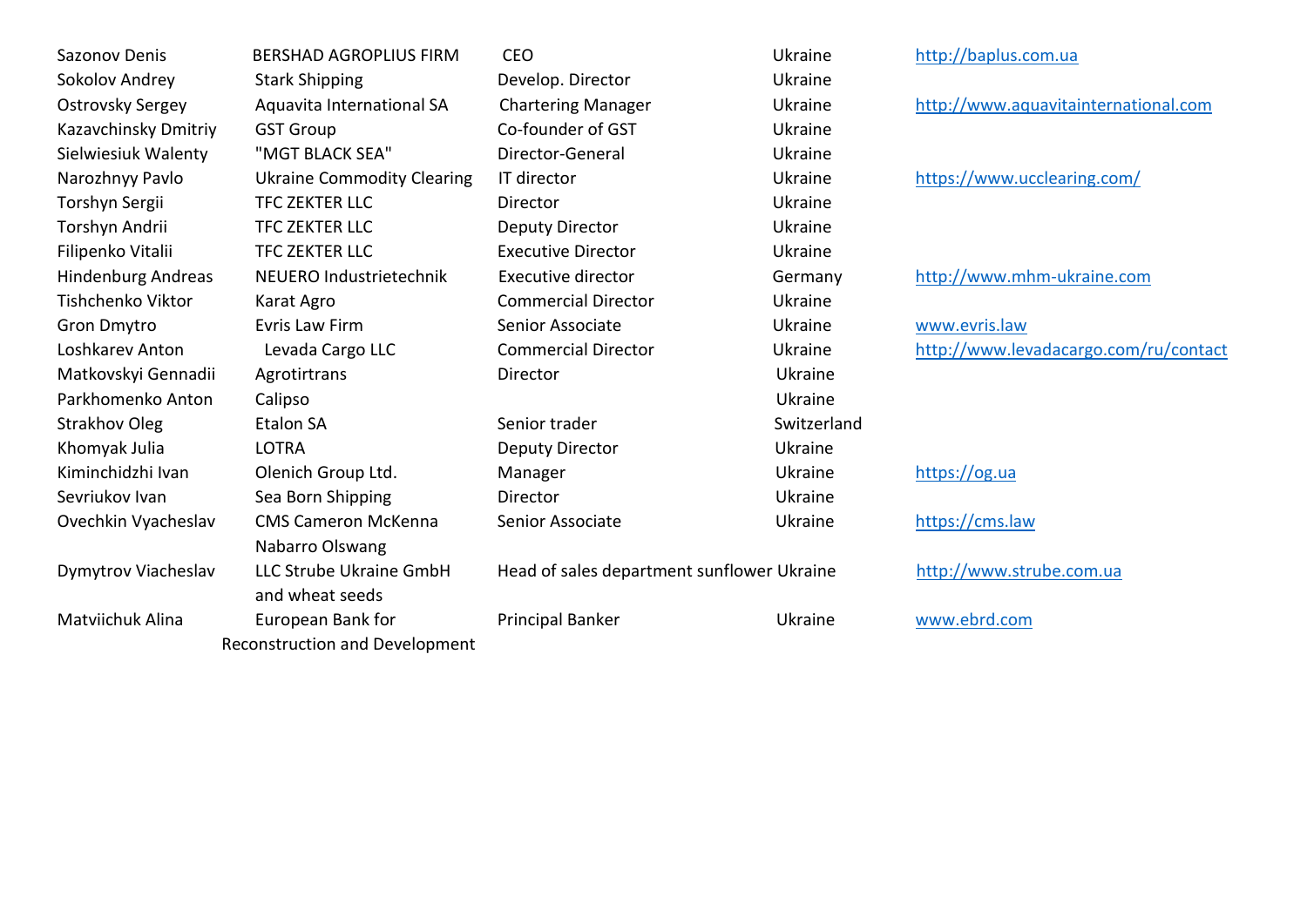| | | | | |
|---|---|---|---|---|
| Sazonov Denis | BERSHAD AGROPLIUS FIRM | CEO | Ukraine | http://baplus.com.ua |
| Sokolov Andrey | Stark Shipping | Develop. Director | Ukraine | |
| Ostrovsky Sergey | Aquavita International SA | Chartering Manager | Ukraine | http://www.aquavitainternational.com |
| Kazavchinsky Dmitriy | GST Group | Co-founder of GST | Ukraine | |
| Sielwiesiuk Walenty | "MGT BLACK SEA" | Director-General | Ukraine | |
| Narozhnyy Pavlo | Ukraine Commodity Clearing | IT director | Ukraine | https://www.ucclearing.com/ |
| Torshyn Sergii | TFC ZEKTER LLC | Director | Ukraine | |
| Torshyn Andrii | TFC ZEKTER LLC | Deputy Director | Ukraine | |
| Filipenko Vitalii | TFC ZEKTER LLC | Executive Director | Ukraine | |
| Hindenburg Andreas | NEUERO Industrietechnik | Executive director | Germany | http://www.mhm-ukraine.com |
| Tishchenko Viktor | Karat Agro | Commercial Director | Ukraine | |
| Gron Dmytro | Evris Law Firm | Senior Associate | Ukraine | www.evris.law |
| Loshkarev Anton | Levada Cargo LLC | Commercial Director | Ukraine | http://www.levadacargo.com/ru/contact |
| Matkovskyi Gennadii | Agrotirtrans | Director | Ukraine | |
| Parkhomenko Anton | Calipso | | Ukraine | |
| Strakhov Oleg | Etalon SA | Senior trader | Switzerland | |
| Khomyak Julia | LOTRA | Deputy Director | Ukraine | |
| Kiminchidzhi Ivan | Olenich Group Ltd. | Manager | Ukraine | https://og.ua |
| Sevriukov Ivan | Sea Born Shipping | Director | Ukraine | |
| Ovechkin Vyacheslav | CMS Cameron McKenna Nabarro Olswang | Senior Associate | Ukraine | https://cms.law |
| Dymytrov Viacheslav | LLC Strube Ukraine GmbH | Head of sales department sunflower and wheat seeds | Ukraine | http://www.strube.com.ua |
| Matviichuk Alina | European Bank for Reconstruction and Development | Principal Banker | Ukraine | www.ebrd.com |